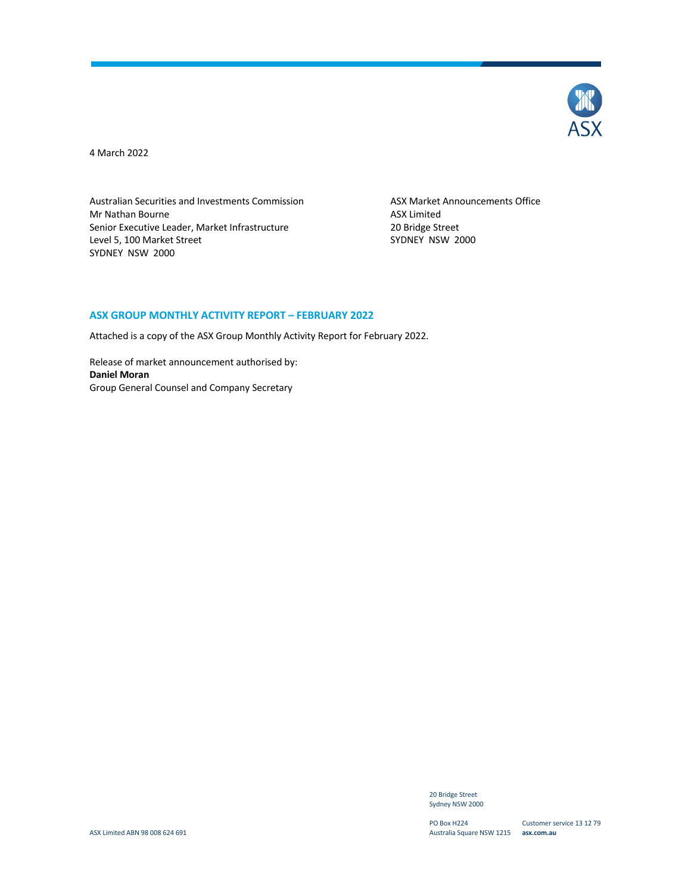4 March 2022

Australian Securities and Investments Commission
Mr Nathan Bourne
Senior Executive Leader, Market Infrastructure
Level 5, 100 Market Street
SYDNEY NSW 2000

ASX Market Announcements Office
ASX Limited
20 Bridge Street
SYDNEY NSW 2000

## ASX GROUP MONTHLY ACTIVITY REPORT – FEBRUARY 2022

Attached is a copy of the ASX Group Monthly Activity Report for February 2022.

Release of market announcement authorised by:
**Daniel Moran**
Group General Counsel and Company Secretary

ASX Limited ABN 98 008 624 691

20 Bridge Street
Sydney NSW 2000

PO Box H224
Australia Square NSW 1215

Customer service 13 12 79
**asx.com.au**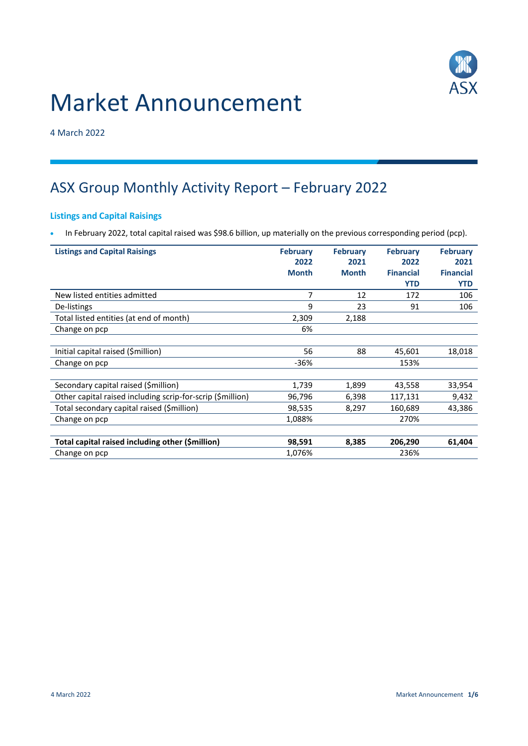# Market Announcement

4 March 2022

## ASX Group Monthly Activity Report – February 2022

### Listings and Capital Raisings

- In February 2022, total capital raised was $98.6 billion, up materially on the previous corresponding period (pcp).

| Listings and Capital Raisings | February 2022 Month | February 2021 Month | February 2022 Financial YTD | February 2021 Financial YTD |
|---|---|---|---|---|
| New listed entities admitted | 7 | 12 | 172 | 106 |
| De-listings | 9 | 23 | 91 | 106 |
| Total listed entities (at end of month) | 2,309 | 2,188 | | |
| Change on pcp | 6% | | | |
| | | | | |
| Initial capital raised ($million) | 56 | 88 | 45,601 | 18,018 |
| Change on pcp | -36% | | 153% | |
| | | | | |
| Secondary capital raised ($million) | 1,739 | 1,899 | 43,558 | 33,954 |
| Other capital raised including scrip-for-scrip ($million) | 96,796 | 6,398 | 117,131 | 9,432 |
| Total secondary capital raised ($million) | 98,535 | 8,297 | 160,689 | 43,386 |
| Change on pcp | 1,088% | | 270% | |
| | | | | |
| **Total capital raised including other ($million)** | **98,591** | **8,385** | **206,290** | **61,404** |
| Change on pcp | 1,076% | | 236% | |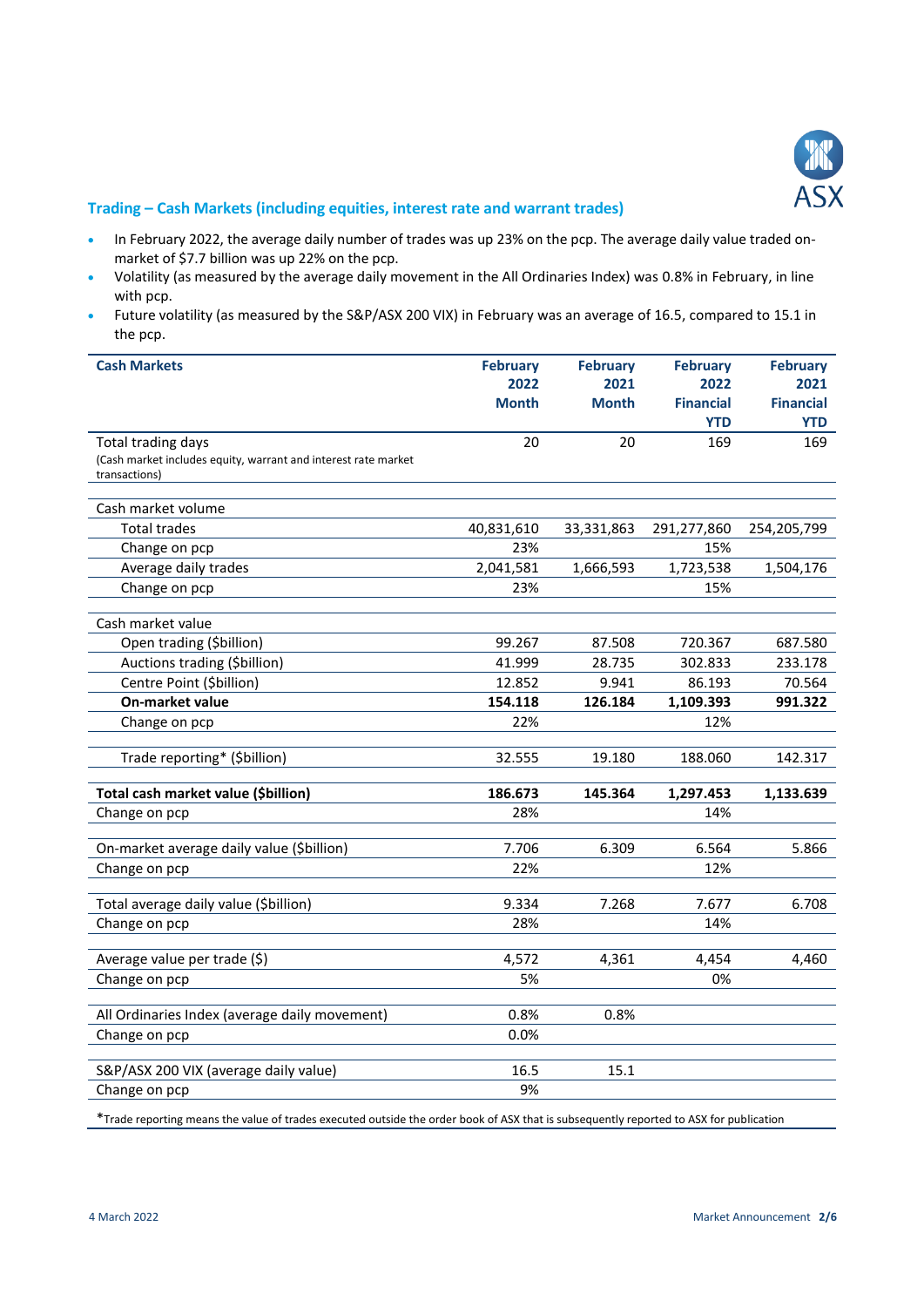## Trading – Cash Markets (including equities, interest rate and warrant trades)

- In February 2022, the average daily number of trades was up 23% on the pcp. The average daily value traded on-market of $7.7 billion was up 22% on the pcp.
- Volatility (as measured by the average daily movement in the All Ordinaries Index) was 0.8% in February, in line with pcp.
- Future volatility (as measured by the S&P/ASX 200 VIX) in February was an average of 16.5, compared to 15.1 in the pcp.

| Cash Markets | February 2022 Month | February 2021 Month | February 2022 Financial YTD | February 2021 Financial YTD |
|---|---|---|---|---|
| Total trading days<br>(Cash market includes equity, warrant and interest rate market transactions) | 20 | 20 | 169 | 169 |
| | | | | |
| Cash market volume | | | | |
| Total trades | 40,831,610 | 33,331,863 | 291,277,860 | 254,205,799 |
| Change on pcp | 23% | | 15% | |
| Average daily trades | 2,041,581 | 1,666,593 | 1,723,538 | 1,504,176 |
| Change on pcp | 23% | | 15% | |
| | | | | |
| Cash market value | | | | |
| Open trading ($billion) | 99.267 | 87.508 | 720.367 | 687.580 |
| Auctions trading ($billion) | 41.999 | 28.735 | 302.833 | 233.178 |
| Centre Point ($billion) | 12.852 | 9.941 | 86.193 | 70.564 |
| **On-market value** | **154.118** | **126.184** | **1,109.393** | **991.322** |
| Change on pcp | 22% | | 12% | |
| | | | | |
| Trade reporting* ($billion) | 32.555 | 19.180 | 188.060 | 142.317 |
| | | | | |
| **Total cash market value ($billion)** | **186.673** | **145.364** | **1,297.453** | **1,133.639** |
| Change on pcp | 28% | | 14% | |
| | | | | |
| On-market average daily value ($billion) | 7.706 | 6.309 | 6.564 | 5.866 |
| Change on pcp | 22% | | 12% | |
| | | | | |
| Total average daily value ($billion) | 9.334 | 7.268 | 7.677 | 6.708 |
| Change on pcp | 28% | | 14% | |
| | | | | |
| Average value per trade ($) | 4,572 | 4,361 | 4,454 | 4,460 |
| Change on pcp | 5% | | 0% | |
| | | | | |
| All Ordinaries Index (average daily movement) | 0.8% | 0.8% | | |
| Change on pcp | 0.0% | | | |
| | | | | |
| S&P/ASX 200 VIX (average daily value) | 16.5 | 15.1 | | |
| Change on pcp | 9% | | | |

*Trade reporting means the value of trades executed outside the order book of ASX that is subsequently reported to ASX for publication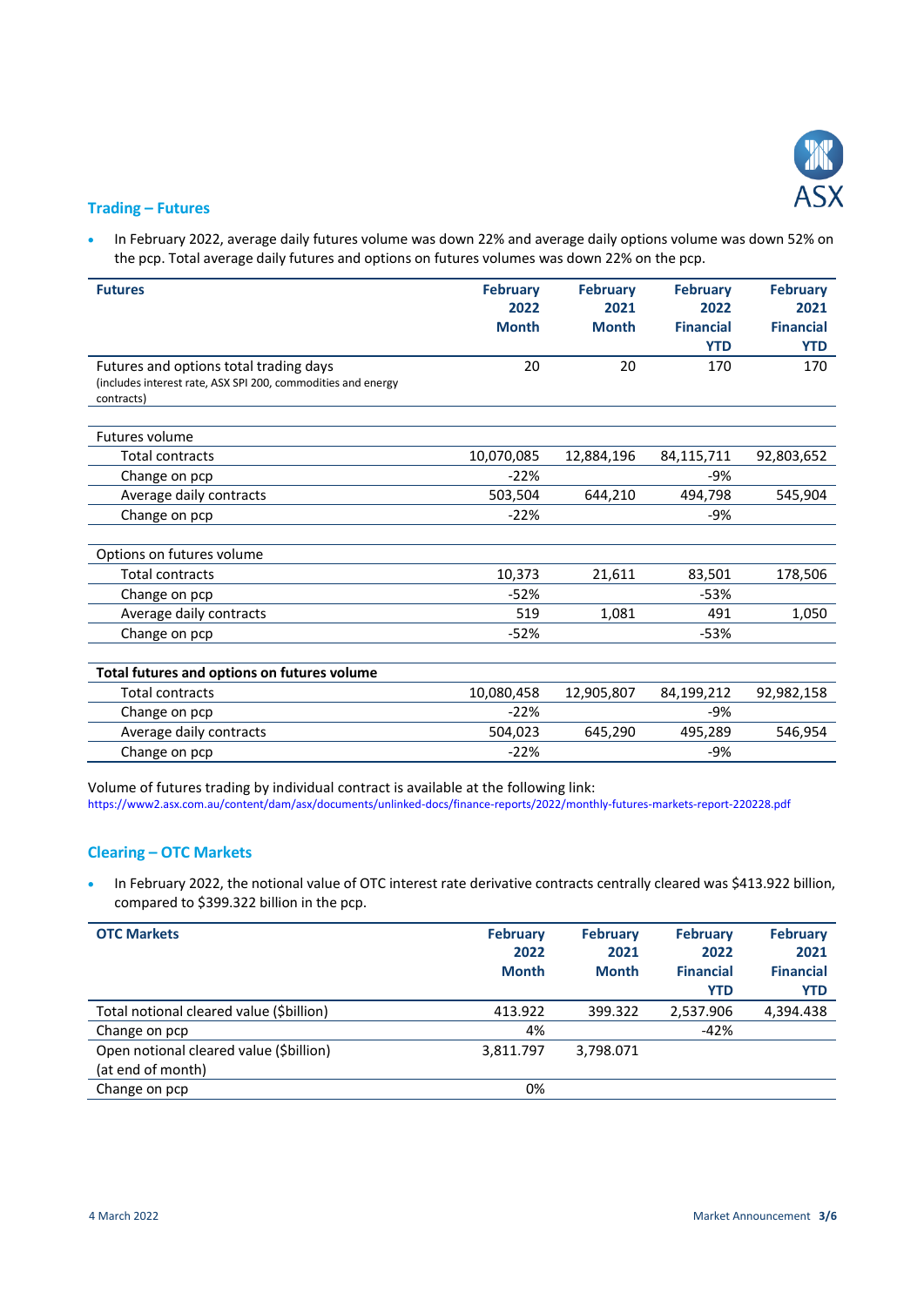## Trading – Futures

- In February 2022, average daily futures volume was down 22% and average daily options volume was down 52% on the pcp. Total average daily futures and options on futures volumes was down 22% on the pcp.

| Futures | February 2022 Month | February 2021 Month | February 2022 Financial YTD | February 2021 Financial YTD |
|---|---|---|---|---|
| Futures and options total trading days (includes interest rate, ASX SPI 200, commodities and energy contracts) | 20 | 20 | 170 | 170 |
| | | | | |
| Futures volume | | | | |
| Total contracts | 10,070,085 | 12,884,196 | 84,115,711 | 92,803,652 |
| Change on pcp | -22% | | -9% | |
| Average daily contracts | 503,504 | 644,210 | 494,798 | 545,904 |
| Change on pcp | -22% | | -9% | |
| | | | | |
| Options on futures volume | | | | |
| Total contracts | 10,373 | 21,611 | 83,501 | 178,506 |
| Change on pcp | -52% | | -53% | |
| Average daily contracts | 519 | 1,081 | 491 | 1,050 |
| Change on pcp | -52% | | -53% | |
| | | | | |
| **Total futures and options on futures volume** | | | | |
| Total contracts | 10,080,458 | 12,905,807 | 84,199,212 | 92,982,158 |
| Change on pcp | -22% | | -9% | |
| Average daily contracts | 504,023 | 645,290 | 495,289 | 546,954 |
| Change on pcp | -22% | | -9% | |

Volume of futures trading by individual contract is available at the following link:
https://www2.asx.com.au/content/dam/asx/documents/unlinked-docs/finance-reports/2022/monthly-futures-markets-report-220228.pdf

## Clearing – OTC Markets

- In February 2022, the notional value of OTC interest rate derivative contracts centrally cleared was $413.922 billion, compared to $399.322 billion in the pcp.

| OTC Markets | February 2022 Month | February 2021 Month | February 2022 Financial YTD | February 2021 Financial YTD |
|---|---|---|---|---|
| Total notional cleared value ($billion) | 413.922 | 399.322 | 2,537.906 | 4,394.438 |
| Change on pcp | 4% | | -42% | |
| Open notional cleared value ($billion) (at end of month) | 3,811.797 | 3,798.071 | | |
| Change on pcp | 0% | | | |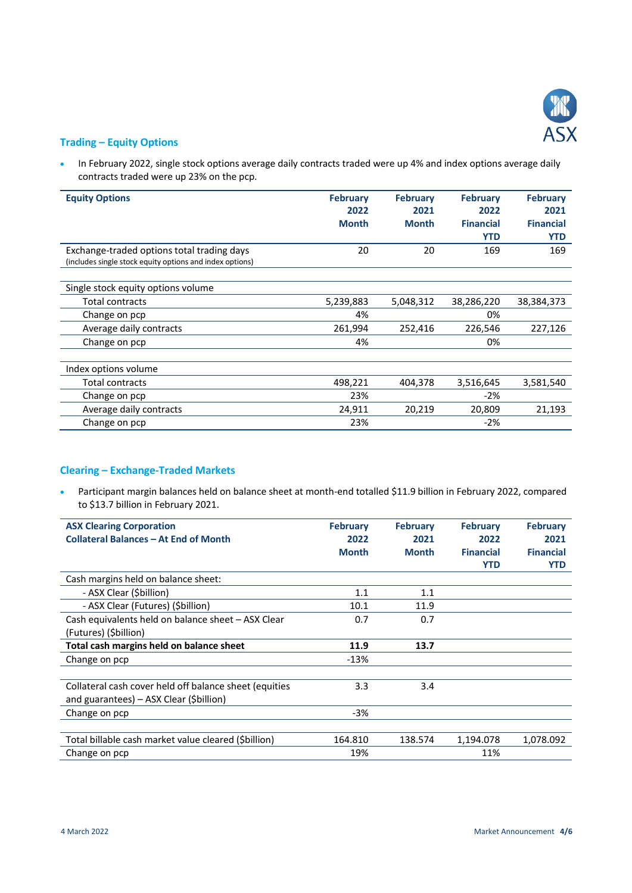## Trading – Equity Options

- In February 2022, single stock options average daily contracts traded were up 4% and index options average daily contracts traded were up 23% on the pcp.

| Equity Options | February 2022 Month | February 2021 Month | February 2022 Financial YTD | February 2021 Financial YTD |
|---|---|---|---|---|
| Exchange-traded options total trading days (includes single stock equity options and index options) | 20 | 20 | 169 | 169 |
| | | | | |
| Single stock equity options volume | | | | |
| Total contracts | 5,239,883 | 5,048,312 | 38,286,220 | 38,384,373 |
| Change on pcp | 4% | | 0% | |
| Average daily contracts | 261,994 | 252,416 | 226,546 | 227,126 |
| Change on pcp | 4% | | 0% | |
| | | | | |
| Index options volume | | | | |
| Total contracts | 498,221 | 404,378 | 3,516,645 | 3,581,540 |
| Change on pcp | 23% | | -2% | |
| Average daily contracts | 24,911 | 20,219 | 20,809 | 21,193 |
| Change on pcp | 23% | | -2% | |

## Clearing – Exchange-Traded Markets

- Participant margin balances held on balance sheet at month-end totalled $11.9 billion in February 2022, compared to $13.7 billion in February 2021.

| ASX Clearing Corporation Collateral Balances – At End of Month | February 2022 Month | February 2021 Month | February 2022 Financial YTD | February 2021 Financial YTD |
|---|---|---|---|---|
| Cash margins held on balance sheet: | | | | |
| - ASX Clear ($billion) | 1.1 | 1.1 | | |
| - ASX Clear (Futures) ($billion) | 10.1 | 11.9 | | |
| Cash equivalents held on balance sheet – ASX Clear (Futures) ($billion) | 0.7 | 0.7 | | |
| **Total cash margins held on balance sheet** | **11.9** | **13.7** | | |
| Change on pcp | -13% | | | |
| | | | | |
| Collateral cash cover held off balance sheet (equities and guarantees) – ASX Clear ($billion) | 3.3 | 3.4 | | |
| Change on pcp | -3% | | | |
| | | | | |
| Total billable cash market value cleared ($billion) | 164.810 | 138.574 | 1,194.078 | 1,078.092 |
| Change on pcp | 19% | | 11% | |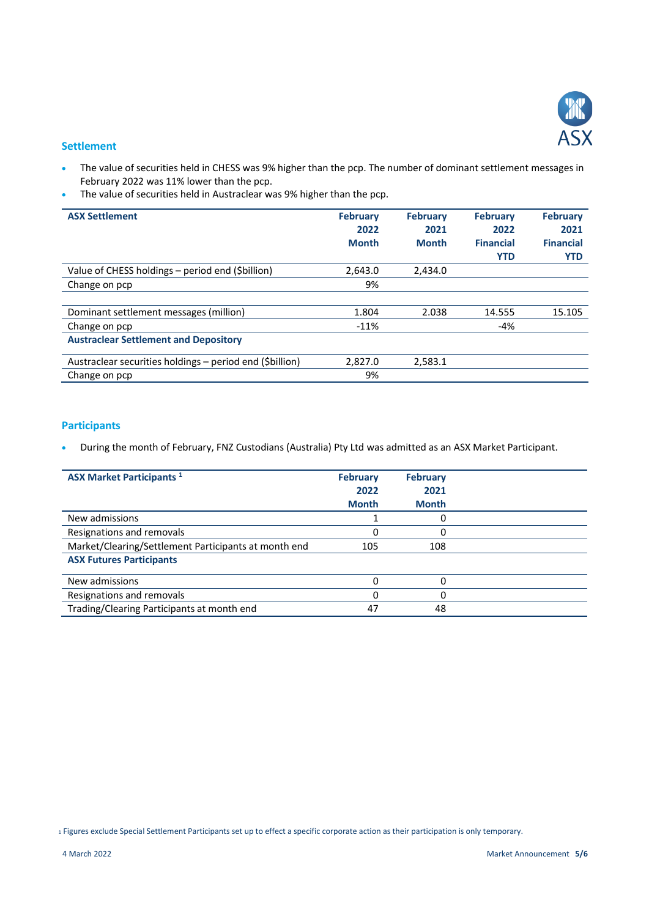## Settlement

- The value of securities held in CHESS was 9% higher than the pcp. The number of dominant settlement messages in February 2022 was 11% lower than the pcp.
- The value of securities held in Austraclear was 9% higher than the pcp.

| ASX Settlement | February 2022 Month | February 2021 Month | February 2022 Financial YTD | February 2021 Financial YTD |
|---|---|---|---|---|
| Value of CHESS holdings – period end ($billion) | 2,643.0 | 2,434.0 | | |
| Change on pcp | 9% | | | |
| | | | | |
| Dominant settlement messages (million) | 1.804 | 2.038 | 14.555 | 15.105 |
| Change on pcp | -11% | | -4% | |
| **Austraclear Settlement and Depository** | | | | |
| Austraclear securities holdings – period end ($billion) | 2,827.0 | 2,583.1 | | |
| Change on pcp | 9% | | | |

## Participants

- During the month of February, FNZ Custodians (Australia) Pty Ltd was admitted as an ASX Market Participant.

| ASX Market Participants [1] | February 2022 Month | February 2021 Month |
|---|---|---|
| New admissions | 1 | 0 |
| Resignations and removals | 0 | 0 |
| Market/Clearing/Settlement Participants at month end | 105 | 108 |
| **ASX Futures Participants** | | |
| New admissions | 0 | 0 |
| Resignations and removals | 0 | 0 |
| Trading/Clearing Participants at month end | 47 | 48 |

[1] Figures exclude Special Settlement Participants set up to effect a specific corporate action as their participation is only temporary.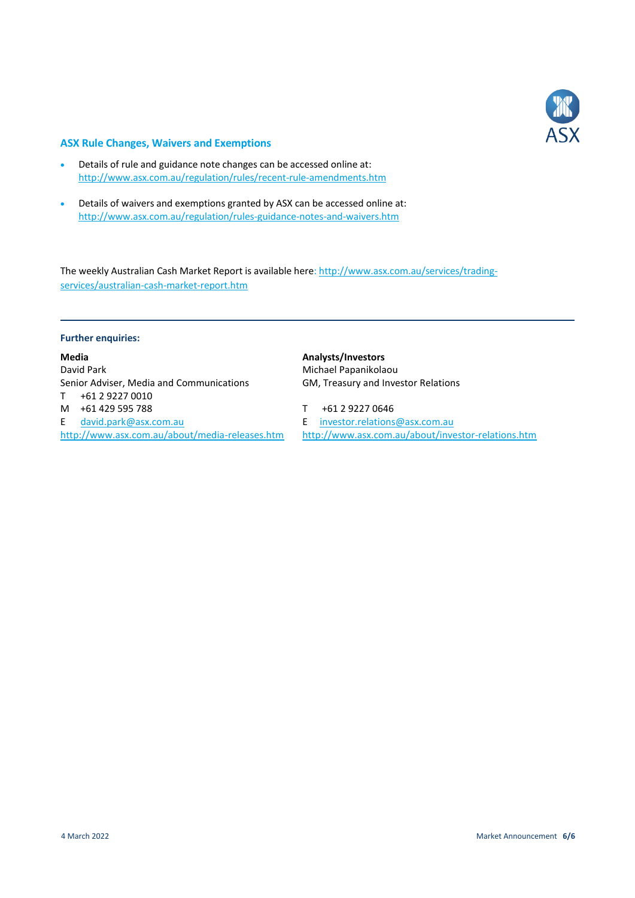## ASX Rule Changes, Waivers and Exemptions

- Details of rule and guidance note changes can be accessed online at: http://www.asx.com.au/regulation/rules/recent-rule-amendments.htm
- Details of waivers and exemptions granted by ASX can be accessed online at: http://www.asx.com.au/regulation/rules-guidance-notes-and-waivers.htm

The weekly Australian Cash Market Report is available here: http://www.asx.com.au/services/trading-services/australian-cash-market-report.htm

---

### Further enquiries:

**Media**
David Park
Senior Adviser, Media and Communications
T +61 2 9227 0010
M +61 429 595 788
E david.park@asx.com.au
http://www.asx.com.au/about/media-releases.htm

**Analysts/Investors**
Michael Papanikolaou
GM, Treasury and Investor Relations

T +61 2 9227 0646
E investor.relations@asx.com.au
http://www.asx.com.au/about/investor-relations.htm